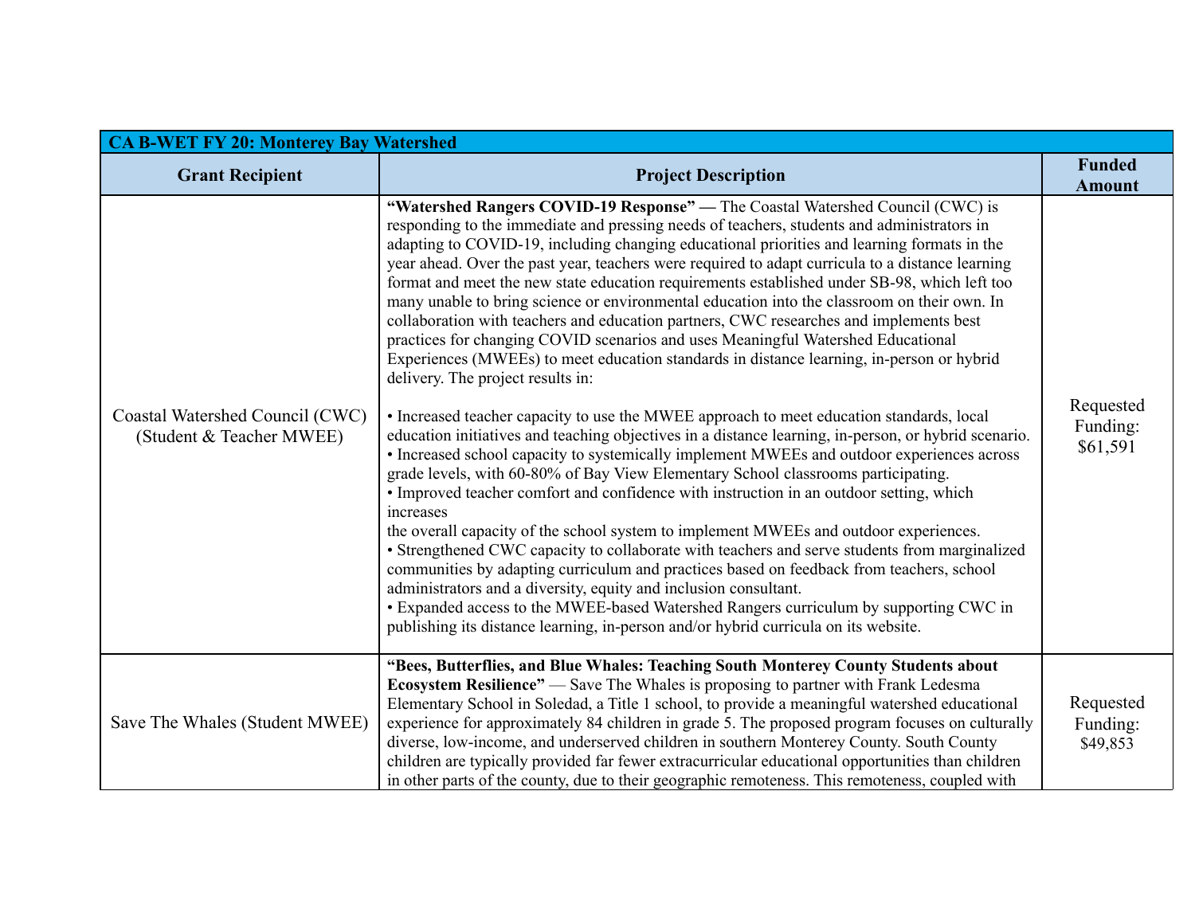| CA B-WET FY 20: Monterey Bay Watershed | | |
|---|---|---|
| **Grant Recipient** | **Project Description** | **Funded Amount** |
| Coastal Watershed Council (CWC) (Student & Teacher MWEE) | **"Watershed Rangers COVID-19 Response"** — The Coastal Watershed Council (CWC) is responding to the immediate and pressing needs of teachers, students and administrators in adapting to COVID-19, including changing educational priorities and learning formats in the year ahead. Over the past year, teachers were required to adapt curricula to a distance learning format and meet the new state education requirements established under SB-98, which left too many unable to bring science or environmental education into the classroom on their own. In collaboration with teachers and education partners, CWC researches and implements best practices for changing COVID scenarios and uses Meaningful Watershed Educational Experiences (MWEEs) to meet education standards in distance learning, in-person or hybrid delivery. The project results in:<br><br>• Increased teacher capacity to use the MWEE approach to meet education standards, local education initiatives and teaching objectives in a distance learning, in-person, or hybrid scenario.<br>• Increased school capacity to systemically implement MWEEs and outdoor experiences across grade levels, with 60-80% of Bay View Elementary School classrooms participating.<br>• Improved teacher comfort and confidence with instruction in an outdoor setting, which increases the overall capacity of the school system to implement MWEEs and outdoor experiences.<br>• Strengthened CWC capacity to collaborate with teachers and serve students from marginalized communities by adapting curriculum and practices based on feedback from teachers, school administrators and a diversity, equity and inclusion consultant.<br>• Expanded access to the MWEE-based Watershed Rangers curriculum by supporting CWC in publishing its distance learning, in-person and/or hybrid curricula on its website. | Requested Funding: $61,591 |
| Save The Whales (Student MWEE) | **"Bees, Butterflies, and Blue Whales: Teaching South Monterey County Students about Ecosystem Resilience"** — Save The Whales is proposing to partner with Frank Ledesma Elementary School in Soledad, a Title 1 school, to provide a meaningful watershed educational experience for approximately 84 children in grade 5. The proposed program focuses on culturally diverse, low-income, and underserved children in southern Monterey County. South County children are typically provided far fewer extracurricular educational opportunities than children in other parts of the county, due to their geographic remoteness. This remoteness, coupled with | Requested Funding: $49,853 |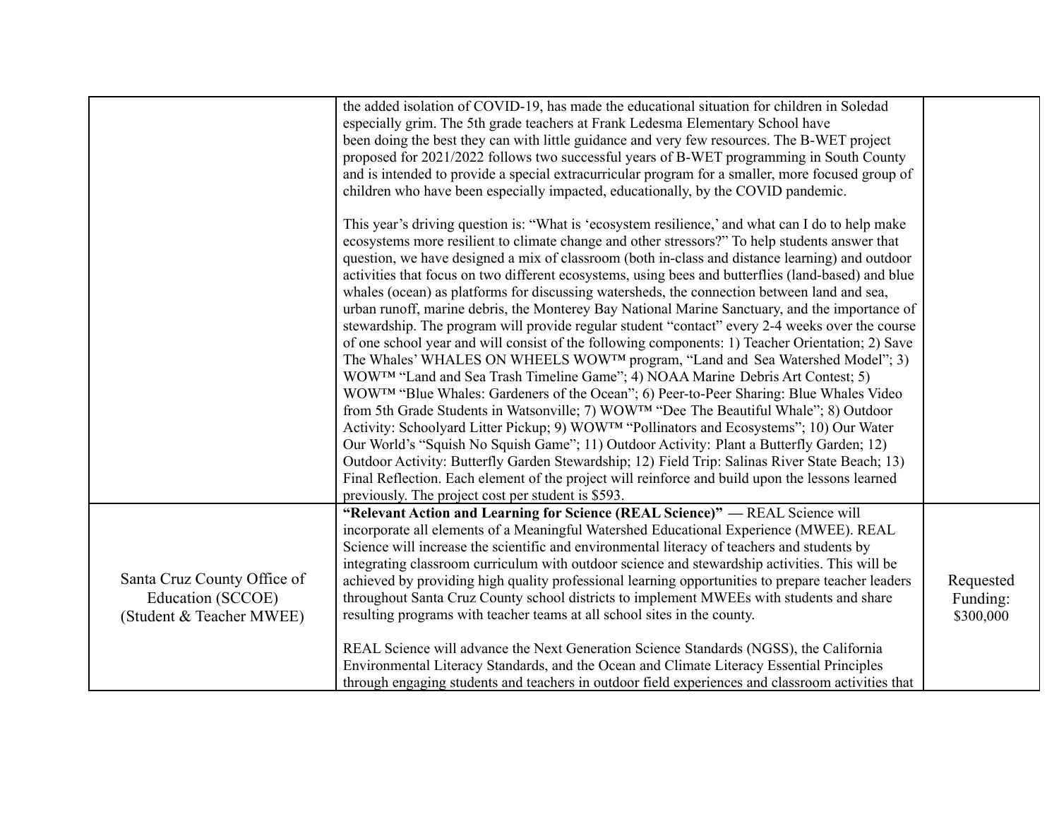| | | |
|---|---|---|
| | the added isolation of COVID-19, has made the educational situation for children in Soledad especially grim. The 5th grade teachers at Frank Ledesma Elementary School have been doing the best they can with little guidance and very few resources. The B-WET project proposed for 2021/2022 follows two successful years of B-WET programming in South County and is intended to provide a special extracurricular program for a smaller, more focused group of children who have been especially impacted, educationally, by the COVID pandemic.<br><br>This year's driving question is: "What is 'ecosystem resilience,' and what can I do to help make ecosystems more resilient to climate change and other stressors?" To help students answer that question, we have designed a mix of classroom (both in-class and distance learning) and outdoor activities that focus on two different ecosystems, using bees and butterflies (land-based) and blue whales (ocean) as platforms for discussing watersheds, the connection between land and sea, urban runoff, marine debris, the Monterey Bay National Marine Sanctuary, and the importance of stewardship. The program will provide regular student "contact" every 2-4 weeks over the course of one school year and will consist of the following components: 1) Teacher Orientation; 2) Save The Whales' WHALES ON WHEELS WOW™ program, "Land and Sea Watershed Model"; 3) WOW™ "Land and Sea Trash Timeline Game"; 4) NOAA Marine Debris Art Contest; 5) WOW™ "Blue Whales: Gardeners of the Ocean"; 6) Peer-to-Peer Sharing: Blue Whales Video from 5th Grade Students in Watsonville; 7) WOW™ "Dee The Beautiful Whale"; 8) Outdoor Activity: Schoolyard Litter Pickup; 9) WOW™ "Pollinators and Ecosystems"; 10) Our Water Our World's "Squish No Squish Game"; 11) Outdoor Activity: Plant a Butterfly Garden; 12) Outdoor Activity: Butterfly Garden Stewardship; 12) Field Trip: Salinas River State Beach; 13) Final Reflection. Each element of the project will reinforce and build upon the lessons learned previously. The project cost per student is $593. | |
| Santa Cruz County Office of Education (SCCOE) (Student & Teacher MWEE) | **"Relevant Action and Learning for Science (REAL Science)"** — REAL Science will incorporate all elements of a Meaningful Watershed Educational Experience (MWEE). REAL Science will increase the scientific and environmental literacy of teachers and students by integrating classroom curriculum with outdoor science and stewardship activities. This will be achieved by providing high quality professional learning opportunities to prepare teacher leaders throughout Santa Cruz County school districts to implement MWEEs with students and share resulting programs with teacher teams at all school sites in the county.<br><br>REAL Science will advance the Next Generation Science Standards (NGSS), the California Environmental Literacy Standards, and the Ocean and Climate Literacy Essential Principles through engaging students and teachers in outdoor field experiences and classroom activities that | Requested Funding: $300,000 |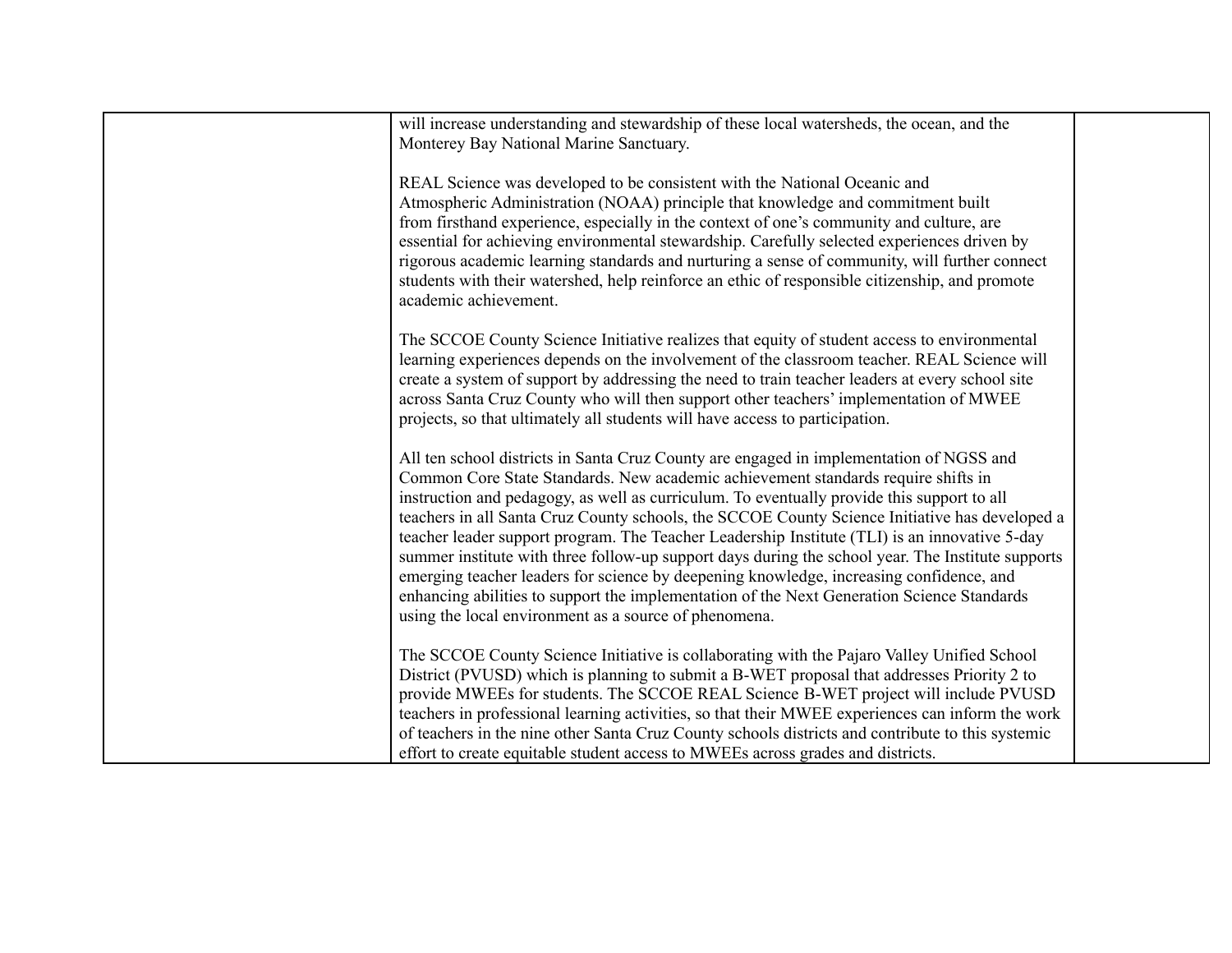| | | |
|---|---|---|
| | will increase understanding and stewardship of these local watersheds, the ocean, and the Monterey Bay National Marine Sanctuary.<br><br>REAL Science was developed to be consistent with the National Oceanic and Atmospheric Administration (NOAA) principle that knowledge and commitment built from firsthand experience, especially in the context of one's community and culture, are essential for achieving environmental stewardship. Carefully selected experiences driven by rigorous academic learning standards and nurturing a sense of community, will further connect students with their watershed, help reinforce an ethic of responsible citizenship, and promote academic achievement.<br><br>The SCCOE County Science Initiative realizes that equity of student access to environmental learning experiences depends on the involvement of the classroom teacher. REAL Science will create a system of support by addressing the need to train teacher leaders at every school site across Santa Cruz County who will then support other teachers' implementation of MWEE projects, so that ultimately all students will have access to participation.<br><br>All ten school districts in Santa Cruz County are engaged in implementation of NGSS and Common Core State Standards. New academic achievement standards require shifts in instruction and pedagogy, as well as curriculum. To eventually provide this support to all teachers in all Santa Cruz County schools, the SCCOE County Science Initiative has developed a teacher leader support program. The Teacher Leadership Institute (TLI) is an innovative 5-day summer institute with three follow-up support days during the school year. The Institute supports emerging teacher leaders for science by deepening knowledge, increasing confidence, and enhancing abilities to support the implementation of the Next Generation Science Standards using the local environment as a source of phenomena.<br><br>The SCCOE County Science Initiative is collaborating with the Pajaro Valley Unified School District (PVUSD) which is planning to submit a B-WET proposal that addresses Priority 2 to provide MWEEs for students. The SCCOE REAL Science B-WET project will include PVUSD teachers in professional learning activities, so that their MWEE experiences can inform the work of teachers in the nine other Santa Cruz County schools districts and contribute to this systemic effort to create equitable student access to MWEEs across grades and districts. | |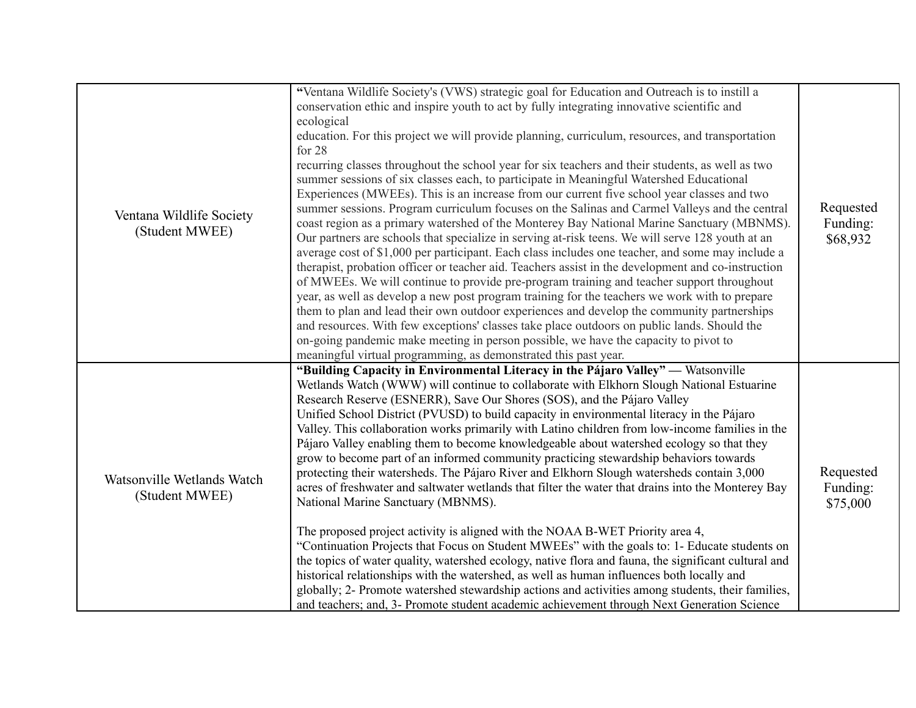| | | |
|---|---|---|
| Ventana Wildlife Society (Student MWEE) | **"**Ventana Wildlife Society's (VWS) strategic goal for Education and Outreach is to instill a conservation ethic and inspire youth to act by fully integrating innovative scientific and ecological education. For this project we will provide planning, curriculum, resources, and transportation for 28 recurring classes throughout the school year for six teachers and their students, as well as two summer sessions of six classes each, to participate in Meaningful Watershed Educational Experiences (MWEEs). This is an increase from our current five school year classes and two summer sessions. Program curriculum focuses on the Salinas and Carmel Valleys and the central coast region as a primary watershed of the Monterey Bay National Marine Sanctuary (MBNMS). Our partners are schools that specialize in serving at-risk teens. We will serve 128 youth at an average cost of $1,000 per participant. Each class includes one teacher, and some may include a therapist, probation officer or teacher aid. Teachers assist in the development and co-instruction of MWEEs. We will continue to provide pre-program training and teacher support throughout year, as well as develop a new post program training for the teachers we work with to prepare them to plan and lead their own outdoor experiences and develop the community partnerships and resources. With few exceptions' classes take place outdoors on public lands. Should the on-going pandemic make meeting in person possible, we have the capacity to pivot to meaningful virtual programming, as demonstrated this past year. | Requested Funding: $68,932 |
| Watsonville Wetlands Watch (Student MWEE) | **"Building Capacity in Environmental Literacy in the Pájaro Valley" —** Watsonville Wetlands Watch (WWW) will continue to collaborate with Elkhorn Slough National Estuarine Research Reserve (ESNERR), Save Our Shores (SOS), and the Pájaro Valley Unified School District (PVUSD) to build capacity in environmental literacy in the Pájaro Valley. This collaboration works primarily with Latino children from low-income families in the Pájaro Valley enabling them to become knowledgeable about watershed ecology so that they grow to become part of an informed community practicing stewardship behaviors towards protecting their watersheds. The Pájaro River and Elkhorn Slough watersheds contain 3,000 acres of freshwater and saltwater wetlands that filter the water that drains into the Monterey Bay National Marine Sanctuary (MBNMS).<br><br>The proposed project activity is aligned with the NOAA B-WET Priority area 4, "Continuation Projects that Focus on Student MWEEs" with the goals to: 1- Educate students on the topics of water quality, watershed ecology, native flora and fauna, the significant cultural and historical relationships with the watershed, as well as human influences both locally and globally; 2- Promote watershed stewardship actions and activities among students, their families, and teachers; and, 3- Promote student academic achievement through Next Generation Science | Requested Funding: $75,000 |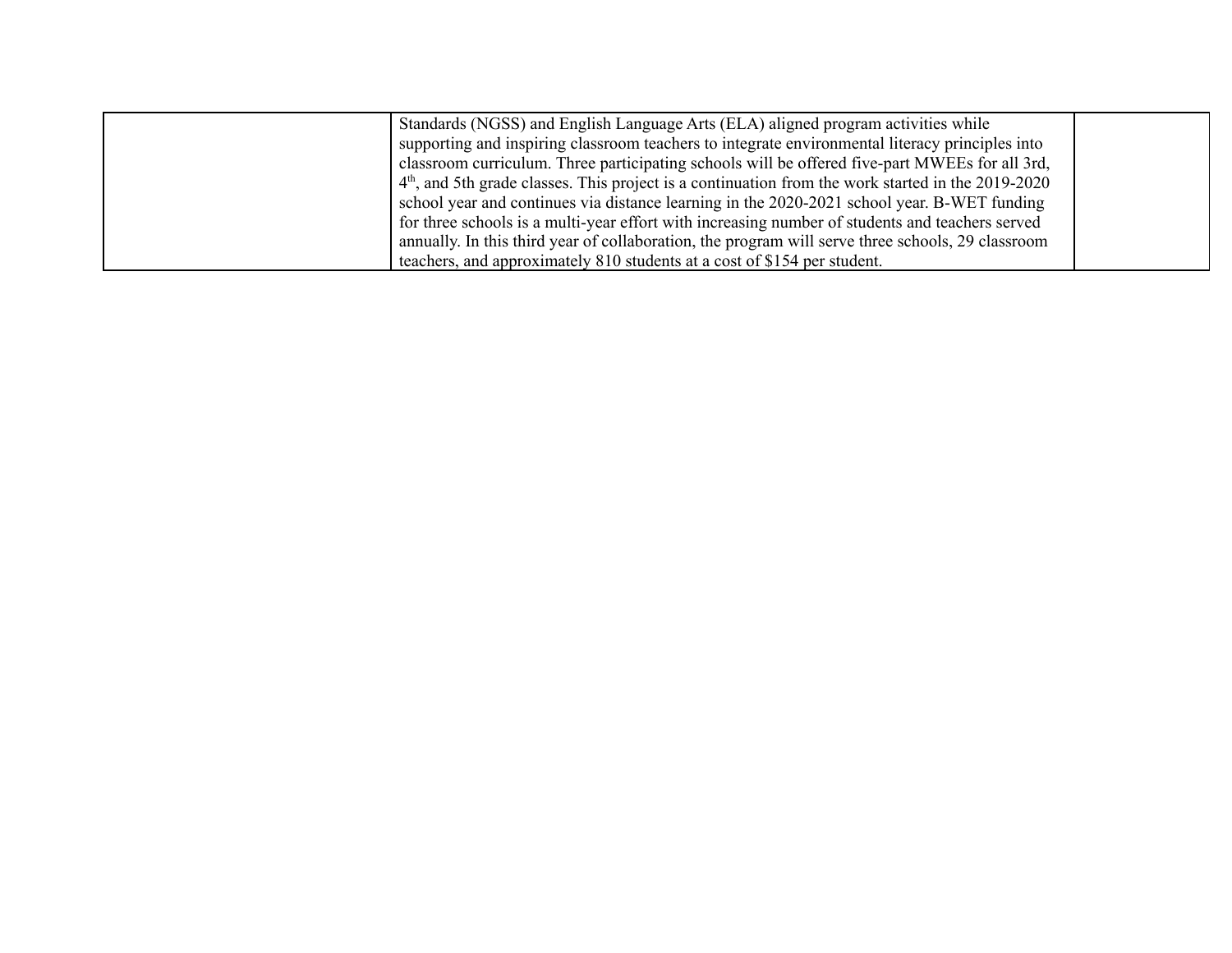| | | |
|---|---|---|
| | Standards (NGSS) and English Language Arts (ELA) aligned program activities while supporting and inspiring classroom teachers to integrate environmental literacy principles into classroom curriculum. Three participating schools will be offered five-part MWEEs for all 3rd, 4th, and 5th grade classes. This project is a continuation from the work started in the 2019-2020 school year and continues via distance learning in the 2020-2021 school year. B-WET funding for three schools is a multi-year effort with increasing number of students and teachers served annually. In this third year of collaboration, the program will serve three schools, 29 classroom teachers, and approximately 810 students at a cost of $154 per student. | |